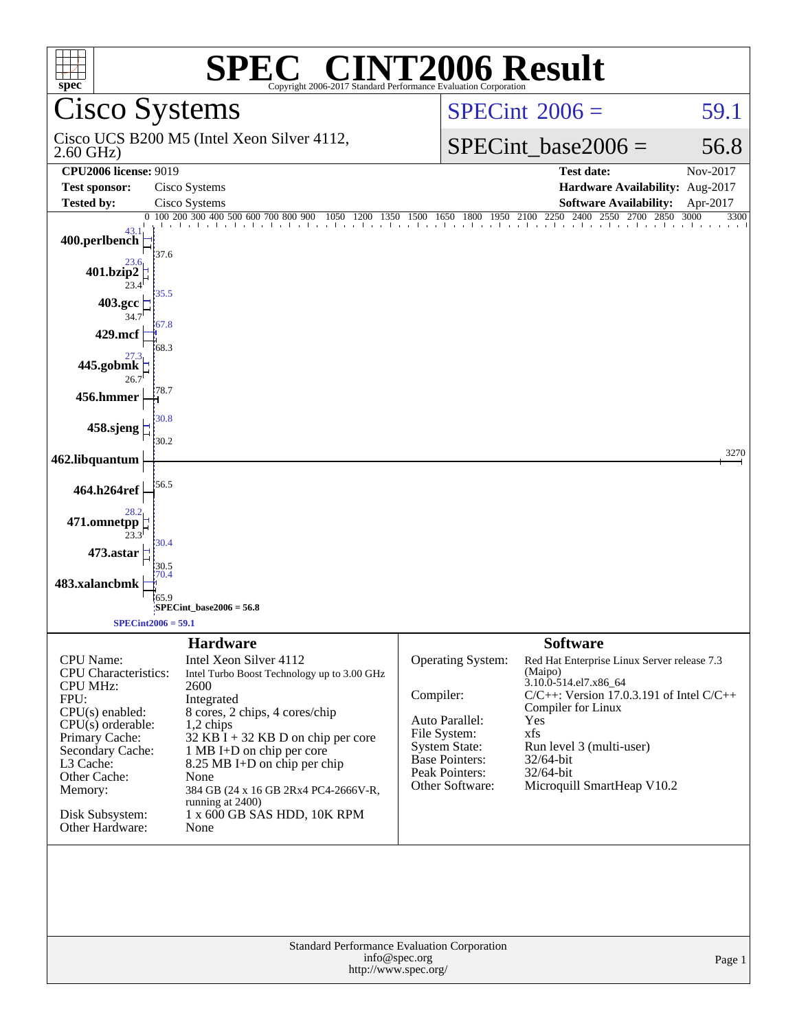# SPEC® CINT2006 Result

Copyright 2006-2017 Standard Performance Evaluation Corporation

## Cisco Systems

Cisco UCS B200 M5 (Intel Xeon Silver 4112, 2.60 GHz)

SPECint 2006 = 59.1

SPECint_base2006 = 56.8

| | | | |
|---|---|---|---|
| **CPU2006 license:** 9019 | | **Test date:** | Nov-2017 |
| **Test sponsor:** | Cisco Systems | **Hardware Availability:** | Aug-2017 |
| **Tested by:** | Cisco Systems | **Software Availability:** | Apr-2017 |

| Benchmark | Peak | Base |
|---|---|---|
| 400.perlbench | 43.1 | 37.6 |
| 401.bzip2 | 23.6 | 23.4 |
| 403.gcc | 35.5 | 34.7 |
| 429.mcf | 67.8 | 68.3 |
| 445.gobmk | 27.3 | 26.7 |
| 456.hmmer | 78.7 | 78.7 |
| 458.sjeng | 30.8 | 30.2 |
| 462.libquantum | 3270 | 3270 |
| 464.h264ref | 56.5 | 56.5 |
| 471.omnetpp | 28.2 | 23.3 |
| 473.astar | 30.4 | 30.5 |
| 483.xalancbmk | 70.4 | 65.9 |

SPECint_base2006 = 56.8

SPECint2006 = 59.1

### Hardware

| | |
|---|---|
| CPU Name: | Intel Xeon Silver 4112 |
| CPU Characteristics: | Intel Turbo Boost Technology up to 3.00 GHz |
| CPU MHz: | 2600 |
| FPU: | Integrated |
| CPU(s) enabled: | 8 cores, 2 chips, 4 cores/chip |
| CPU(s) orderable: | 1,2 chips |
| Primary Cache: | 32 KB I + 32 KB D on chip per core |
| Secondary Cache: | 1 MB I+D on chip per core |
| L3 Cache: | 8.25 MB I+D on chip per chip |
| Other Cache: | None |
| Memory: | 384 GB (24 x 16 GB 2Rx4 PC4-2666V-R, running at 2400) |
| Disk Subsystem: | 1 x 600 GB SAS HDD, 10K RPM |
| Other Hardware: | None |

### Software

| | |
|---|---|
| Operating System: | Red Hat Enterprise Linux Server release 7.3 (Maipo) 3.10.0-514.el7.x86_64 |
| Compiler: | C/C++: Version 17.0.3.191 of Intel C/C++ Compiler for Linux |
| Auto Parallel: | Yes |
| File System: | xfs |
| System State: | Run level 3 (multi-user) |
| Base Pointers: | 32/64-bit |
| Peak Pointers: | 32/64-bit |
| Other Software: | Microquill SmartHeap V10.2 |

Standard Performance Evaluation Corporation
info@spec.org
http://www.spec.org/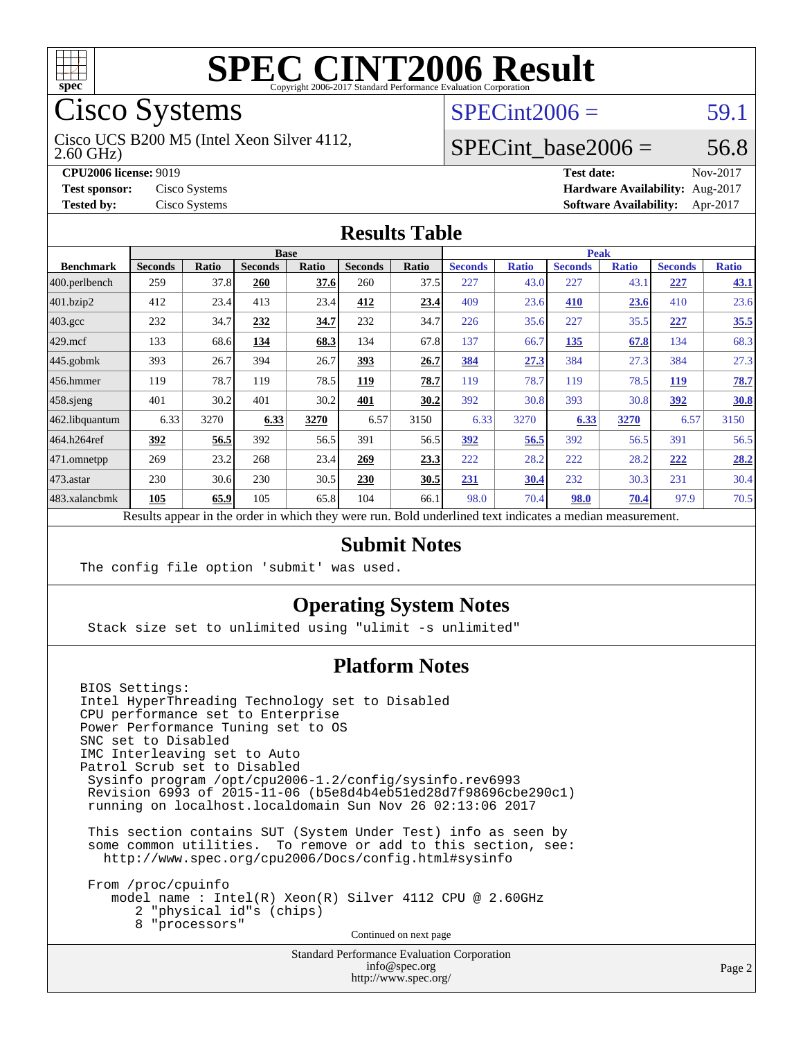# SPEC CINT2006 Result

Copyright 2006-2017 Standard Performance Evaluation Corporation

## Cisco Systems

Cisco UCS B200 M5 (Intel Xeon Silver 4112, 2.60 GHz)

SPECint2006 = 59.1

SPECint_base2006 = 56.8

**CPU2006 license:** 9019
**Test sponsor:** Cisco Systems
**Tested by:** Cisco Systems

**Test date:** Nov-2017
**Hardware Availability:** Aug-2017
**Software Availability:** Apr-2017

## Results Table

| Benchmark | Base | | | | | | Peak | | | | | |
|---|---|---|---|---|---|---|---|---|---|---|---|---|
| | Seconds | Ratio | Seconds | Ratio | Seconds | Ratio | Seconds | Ratio | Seconds | Ratio | Seconds | Ratio |
| 400.perlbench | 259 | 37.8 | **260** | **37.6** | 260 | 37.5 | 227 | 43.0 | 227 | 43.1 | **227** | **43.1** |
| 401.bzip2 | 412 | 23.4 | 413 | 23.4 | **412** | **23.4** | 409 | 23.6 | **410** | **23.6** | 410 | 23.6 |
| 403.gcc | 232 | 34.7 | **232** | **34.7** | 232 | 34.7 | 226 | 35.6 | 227 | 35.5 | **227** | **35.5** |
| 429.mcf | 133 | 68.6 | **134** | **68.3** | 134 | 67.8 | 137 | 66.7 | **135** | **67.8** | 134 | 68.3 |
| 445.gobmk | 393 | 26.7 | 394 | 26.7 | **393** | **26.7** | **384** | **27.3** | 384 | 27.3 | 384 | 27.3 |
| 456.hmmer | 119 | 78.7 | 119 | 78.5 | **119** | **78.7** | 119 | 78.7 | 119 | 78.5 | **119** | **78.7** |
| 458.sjeng | 401 | 30.2 | 401 | 30.2 | **401** | **30.2** | 392 | 30.8 | 393 | 30.8 | **392** | **30.8** |
| 462.libquantum | 6.33 | 3270 | **6.33** | **3270** | 6.57 | 3150 | 6.33 | 3270 | **6.33** | **3270** | 6.57 | 3150 |
| 464.h264ref | **392** | **56.5** | 392 | 56.5 | 391 | 56.5 | **392** | **56.5** | 392 | 56.5 | 391 | 56.5 |
| 471.omnetpp | 269 | 23.2 | 268 | 23.4 | **269** | **23.3** | 222 | 28.2 | 222 | 28.2 | **222** | **28.2** |
| 473.astar | 230 | 30.6 | 230 | 30.5 | **230** | **30.5** | **231** | **30.4** | 232 | 30.3 | 231 | 30.4 |
| 483.xalancbmk | **105** | **65.9** | 105 | 65.8 | 104 | 66.1 | 98.0 | 70.4 | **98.0** | **70.4** | 97.9 | 70.5 |

Results appear in the order in which they were run. Bold underlined text indicates a median measurement.

## Submit Notes

```
The config file option 'submit' was used.
```

## Operating System Notes

```
Stack size set to unlimited using "ulimit -s unlimited"
```

## Platform Notes

```
BIOS Settings:
Intel HyperThreading Technology set to Disabled
CPU performance set to Enterprise
Power Performance Tuning set to OS
SNC set to Disabled
IMC Interleaving set to Auto
Patrol Scrub set to Disabled
 Sysinfo program /opt/cpu2006-1.2/config/sysinfo.rev6993
 Revision 6993 of 2015-11-06 (b5e8d4b4eb51ed28d7f98696cbe290c1)
 running on localhost.localdomain Sun Nov 26 02:13:06 2017

 This section contains SUT (System Under Test) info as seen by
 some common utilities.  To remove or add to this section, see:
   http://www.spec.org/cpu2006/Docs/config.html#sysinfo

 From /proc/cpuinfo
    model name : Intel(R) Xeon(R) Silver 4112 CPU @ 2.60GHz
       2 "physical id"s (chips)
       8 "processors"
```

Continued on next page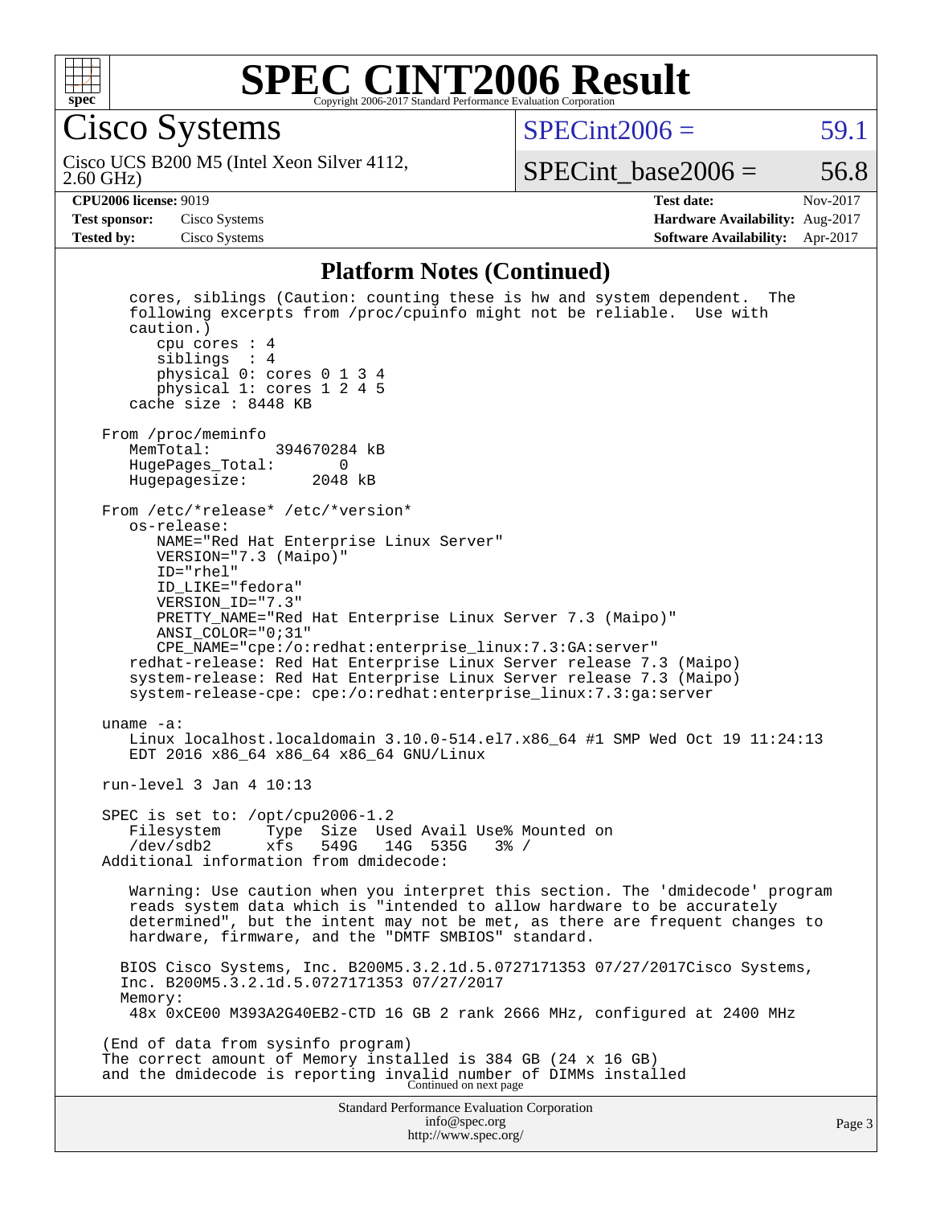## Platform Notes (Continued)

```
    cores, siblings (Caution: counting these is hw and system dependent.  The
    following excerpts from /proc/cpuinfo might not be reliable.  Use with
    caution.)
       cpu cores : 4
       siblings  : 4
       physical 0: cores 0 1 3 4
       physical 1: cores 1 2 4 5
    cache size : 8448 KB

 From /proc/meminfo
    MemTotal:       394670284 kB
    HugePages_Total:       0
    Hugepagesize:       2048 kB

 From /etc/*release* /etc/*version*
    os-release:
       NAME="Red Hat Enterprise Linux Server"
       VERSION="7.3 (Maipo)"
       ID="rhel"
       ID_LIKE="fedora"
       VERSION_ID="7.3"
       PRETTY_NAME="Red Hat Enterprise Linux Server 7.3 (Maipo)"
       ANSI_COLOR="0;31"
       CPE_NAME="cpe:/o:redhat:enterprise_linux:7.3:GA:server"
    redhat-release: Red Hat Enterprise Linux Server release 7.3 (Maipo)
    system-release: Red Hat Enterprise Linux Server release 7.3 (Maipo)
    system-release-cpe: cpe:/o:redhat:enterprise_linux:7.3:ga:server

 uname -a:
    Linux localhost.localdomain 3.10.0-514.el7.x86_64 #1 SMP Wed Oct 19 11:24:13
    EDT 2016 x86_64 x86_64 x86_64 GNU/Linux

 run-level 3 Jan 4 10:13

 SPEC is set to: /opt/cpu2006-1.2
    Filesystem     Type  Size  Used Avail Use% Mounted on
    /dev/sdb2      xfs   549G   14G  535G   3% /
 Additional information from dmidecode:

    Warning: Use caution when you interpret this section. The 'dmidecode' program
    reads system data which is "intended to allow hardware to be accurately
    determined", but the intent may not be met, as there are frequent changes to
    hardware, firmware, and the "DMTF SMBIOS" standard.

   BIOS Cisco Systems, Inc. B200M5.3.2.1d.5.0727171353 07/27/2017Cisco Systems,
   Inc. B200M5.3.2.1d.5.0727171353 07/27/2017
   Memory:
    48x 0xCE00 M393A2G40EB2-CTD 16 GB 2 rank 2666 MHz, configured at 2400 MHz

 (End of data from sysinfo program)
 The correct amount of Memory installed is 384 GB (24 x 16 GB)
 and the dmidecode is reporting invalid number of DIMMs installed
```

Continued on next page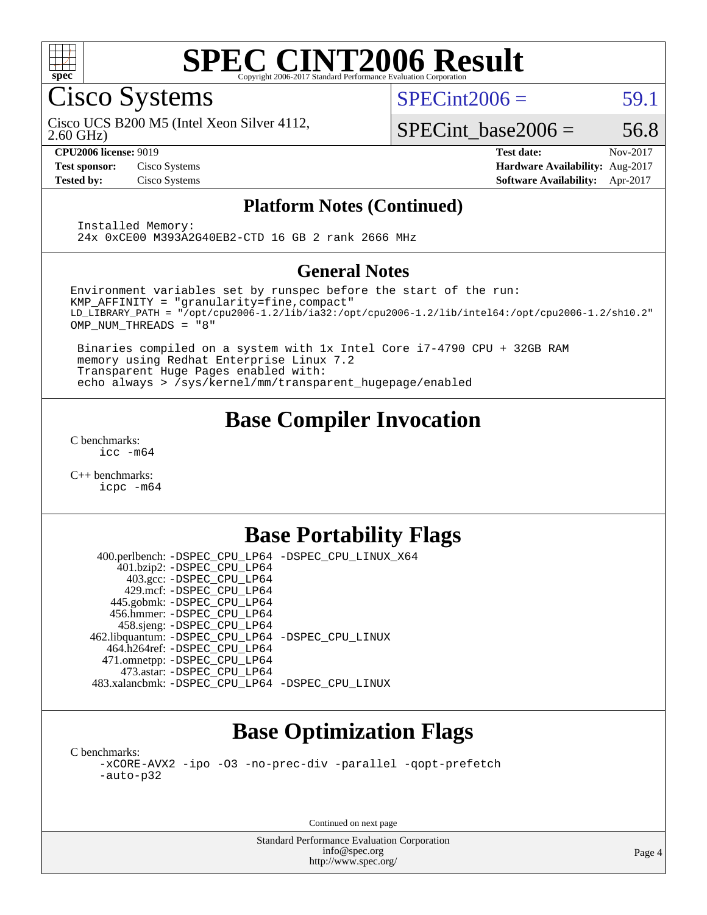# SPEC CINT2006 Result

Copyright 2006-2017 Standard Performance Evaluation Corporation

## Cisco Systems

Cisco UCS B200 M5 (Intel Xeon Silver 4112, 2.60 GHz)

SPECint2006 = 59.1

SPECint_base2006 = 56.8

**CPU2006 license:** 9019
**Test sponsor:** Cisco Systems
**Tested by:** Cisco Systems

**Test date:** Nov-2017
**Hardware Availability:** Aug-2017
**Software Availability:** Apr-2017

### Platform Notes (Continued)

```
Installed Memory:
24x 0xCE00 M393A2G40EB2-CTD 16 GB 2 rank 2666 MHz
```

### General Notes

```
Environment variables set by runspec before the start of the run:
KMP_AFFINITY = "granularity=fine,compact"
LD_LIBRARY_PATH = "/opt/cpu2006-1.2/lib/ia32:/opt/cpu2006-1.2/lib/intel64:/opt/cpu2006-1.2/sh10.2"
OMP_NUM_THREADS = "8"

 Binaries compiled on a system with 1x Intel Core i7-4790 CPU + 32GB RAM
 memory using Redhat Enterprise Linux 7.2
 Transparent Huge Pages enabled with:
 echo always > /sys/kernel/mm/transparent_hugepage/enabled
```

## Base Compiler Invocation

C benchmarks:
```
icc -m64
```

C++ benchmarks:
```
icpc -m64
```

## Base Portability Flags

```
 400.perlbench: -DSPEC_CPU_LP64 -DSPEC_CPU_LINUX_X64
     401.bzip2: -DSPEC_CPU_LP64
       403.gcc: -DSPEC_CPU_LP64
       429.mcf: -DSPEC_CPU_LP64
     445.gobmk: -DSPEC_CPU_LP64
     456.hmmer: -DSPEC_CPU_LP64
     458.sjeng: -DSPEC_CPU_LP64
462.libquantum: -DSPEC_CPU_LP64 -DSPEC_CPU_LINUX
   464.h264ref: -DSPEC_CPU_LP64
   471.omnetpp: -DSPEC_CPU_LP64
     473.astar: -DSPEC_CPU_LP64
 483.xalancbmk: -DSPEC_CPU_LP64 -DSPEC_CPU_LINUX
```

## Base Optimization Flags

C benchmarks:
```
-xCORE-AVX2 -ipo -O3 -no-prec-div -parallel -qopt-prefetch
-auto-p32
```

Continued on next page

Standard Performance Evaluation Corporation
info@spec.org
http://www.spec.org/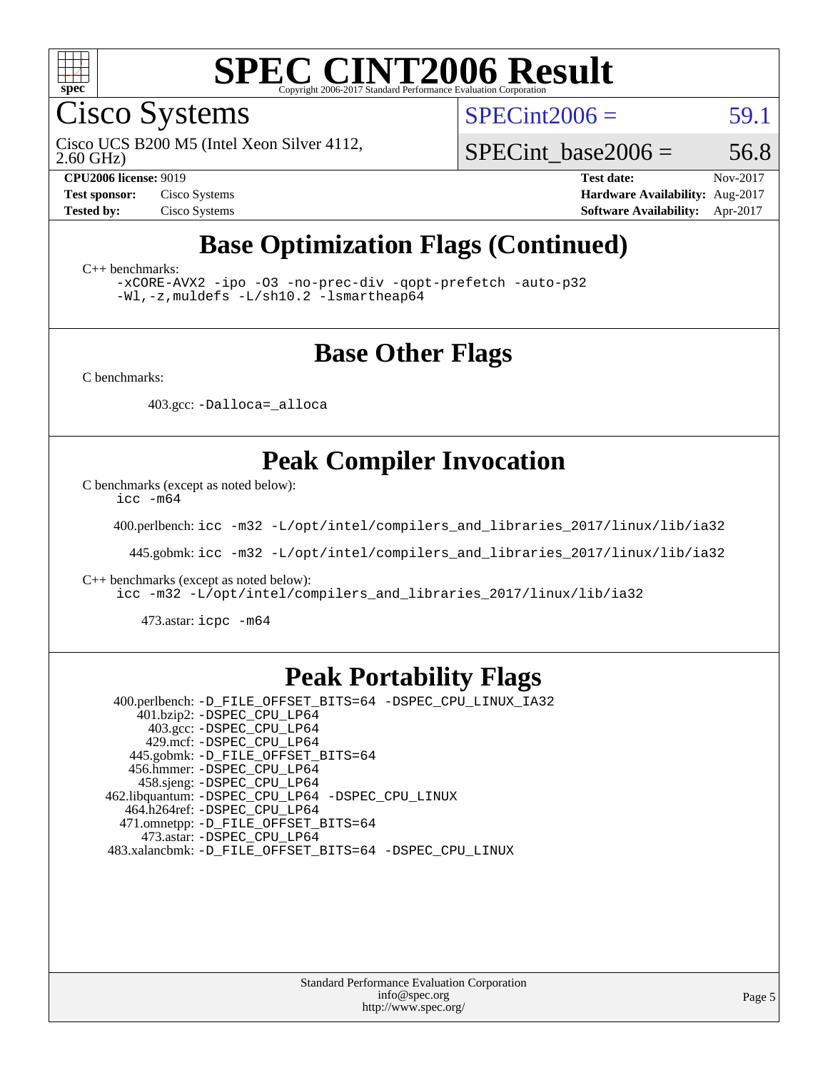# SPEC CINT2006 Result

Copyright 2006-2017 Standard Performance Evaluation Corporation

## Cisco Systems

Cisco UCS B200 M5 (Intel Xeon Silver 4112, 2.60 GHz)

SPECint2006 = 59.1

SPECint_base2006 = 56.8

| | | | |
|---|---|---|---|
| **CPU2006 license:** 9019 | | **Test date:** | Nov-2017 |
| **Test sponsor:** | Cisco Systems | **Hardware Availability:** | Aug-2017 |
| **Tested by:** | Cisco Systems | **Software Availability:** | Apr-2017 |

## Base Optimization Flags (Continued)

C++ benchmarks:

```
-xCORE-AVX2 -ipo -O3 -no-prec-div -qopt-prefetch -auto-p32
-Wl,-z,muldefs -L/sh10.2 -lsmartheap64
```

## Base Other Flags

C benchmarks:

403.gcc: `-Dalloca=_alloca`

## Peak Compiler Invocation

C benchmarks (except as noted below):
`icc -m64`

400.perlbench: `icc -m32 -L/opt/intel/compilers_and_libraries_2017/linux/lib/ia32`

445.gobmk: `icc -m32 -L/opt/intel/compilers_and_libraries_2017/linux/lib/ia32`

C++ benchmarks (except as noted below):
`icc -m32 -L/opt/intel/compilers_and_libraries_2017/linux/lib/ia32`

473.astar: `icpc -m64`

## Peak Portability Flags

400.perlbench: `-D_FILE_OFFSET_BITS=64 -DSPEC_CPU_LINUX_IA32`
401.bzip2: `-DSPEC_CPU_LP64`
403.gcc: `-DSPEC_CPU_LP64`
429.mcf: `-DSPEC_CPU_LP64`
445.gobmk: `-D_FILE_OFFSET_BITS=64`
456.hmmer: `-DSPEC_CPU_LP64`
458.sjeng: `-DSPEC_CPU_LP64`
462.libquantum: `-DSPEC_CPU_LP64 -DSPEC_CPU_LINUX`
464.h264ref: `-DSPEC_CPU_LP64`
471.omnetpp: `-D_FILE_OFFSET_BITS=64`
473.astar: `-DSPEC_CPU_LP64`
483.xalancbmk: `-D_FILE_OFFSET_BITS=64 -DSPEC_CPU_LINUX`

Standard Performance Evaluation Corporation
info@spec.org
http://www.spec.org/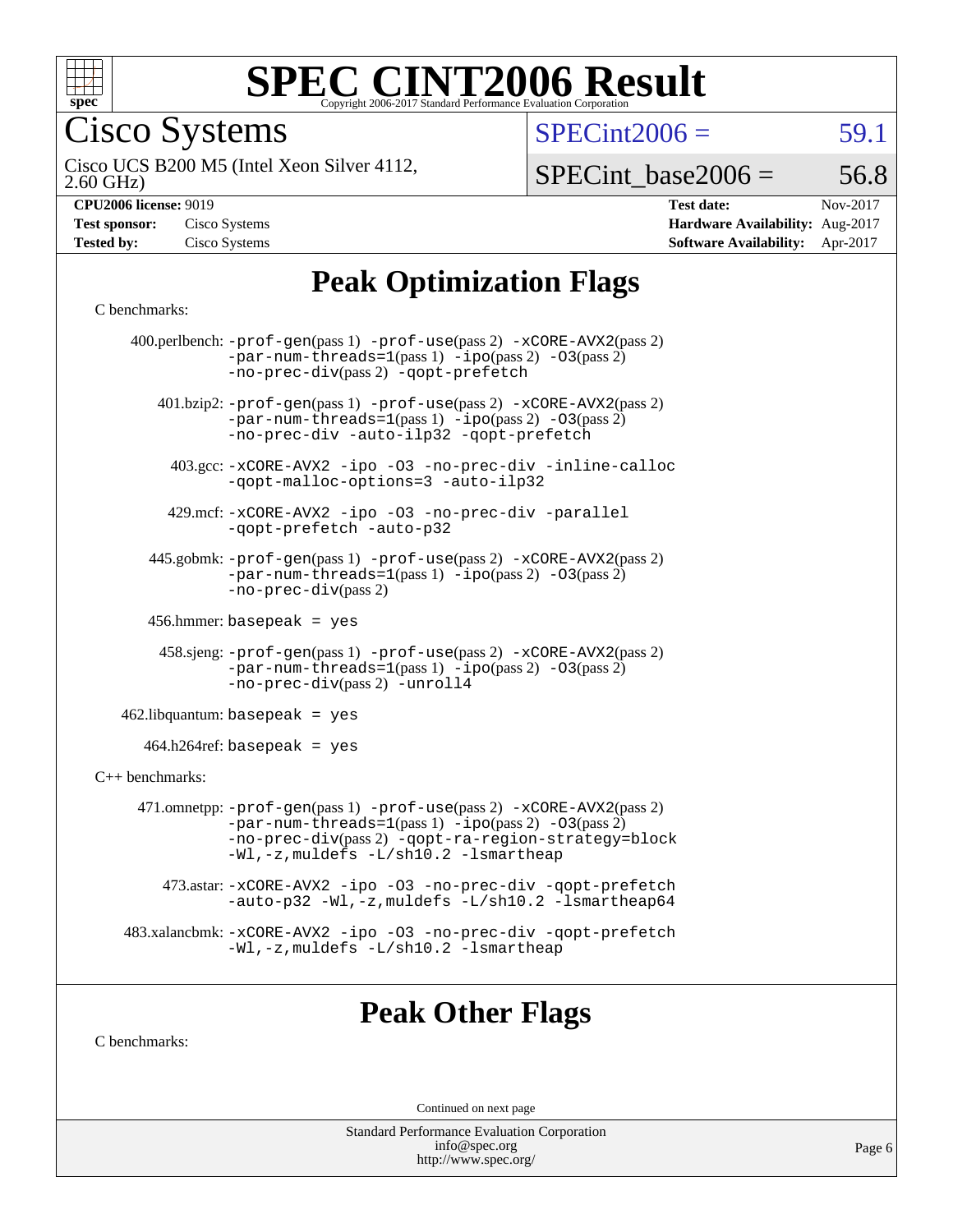# SPEC CINT2006 Result

Copyright 2006-2017 Standard Performance Evaluation Corporation

## Cisco Systems

Cisco UCS B200 M5 (Intel Xeon Silver 4112, 2.60 GHz)

SPECint2006 = 59.1

SPECint_base2006 = 56.8

| | | | |
|---|---|---|---|
| **CPU2006 license:** 9019 | | **Test date:** | Nov-2017 |
| **Test sponsor:** | Cisco Systems | **Hardware Availability:** | Aug-2017 |
| **Tested by:** | Cisco Systems | **Software Availability:** | Apr-2017 |

# Peak Optimization Flags

C benchmarks:

400.perlbench: -prof-gen(pass 1) -prof-use(pass 2) -xCORE-AVX2(pass 2) -par-num-threads=1(pass 1) -ipo(pass 2) -O3(pass 2) -no-prec-div(pass 2) -qopt-prefetch

401.bzip2: -prof-gen(pass 1) -prof-use(pass 2) -xCORE-AVX2(pass 2) -par-num-threads=1(pass 1) -ipo(pass 2) -O3(pass 2) -no-prec-div -auto-ilp32 -qopt-prefetch

403.gcc: -xCORE-AVX2 -ipo -O3 -no-prec-div -inline-calloc -qopt-malloc-options=3 -auto-ilp32

429.mcf: -xCORE-AVX2 -ipo -O3 -no-prec-div -parallel -qopt-prefetch -auto-p32

445.gobmk: -prof-gen(pass 1) -prof-use(pass 2) -xCORE-AVX2(pass 2) -par-num-threads=1(pass 1) -ipo(pass 2) -O3(pass 2) -no-prec-div(pass 2)

456.hmmer: basepeak = yes

458.sjeng: -prof-gen(pass 1) -prof-use(pass 2) -xCORE-AVX2(pass 2) -par-num-threads=1(pass 1) -ipo(pass 2) -O3(pass 2) -no-prec-div(pass 2) -unroll4

462.libquantum: basepeak = yes

464.h264ref: basepeak = yes

C++ benchmarks:

471.omnetpp: -prof-gen(pass 1) -prof-use(pass 2) -xCORE-AVX2(pass 2) -par-num-threads=1(pass 1) -ipo(pass 2) -O3(pass 2) -no-prec-div(pass 2) -qopt-ra-region-strategy=block -Wl,-z,muldefs -L/sh10.2 -lsmartheap

473.astar: -xCORE-AVX2 -ipo -O3 -no-prec-div -qopt-prefetch -auto-p32 -Wl,-z,muldefs -L/sh10.2 -lsmartheap64

483.xalancbmk: -xCORE-AVX2 -ipo -O3 -no-prec-div -qopt-prefetch -Wl,-z,muldefs -L/sh10.2 -lsmartheap

# Peak Other Flags

C benchmarks:

Continued on next page

Standard Performance Evaluation Corporation
info@spec.org
http://www.spec.org/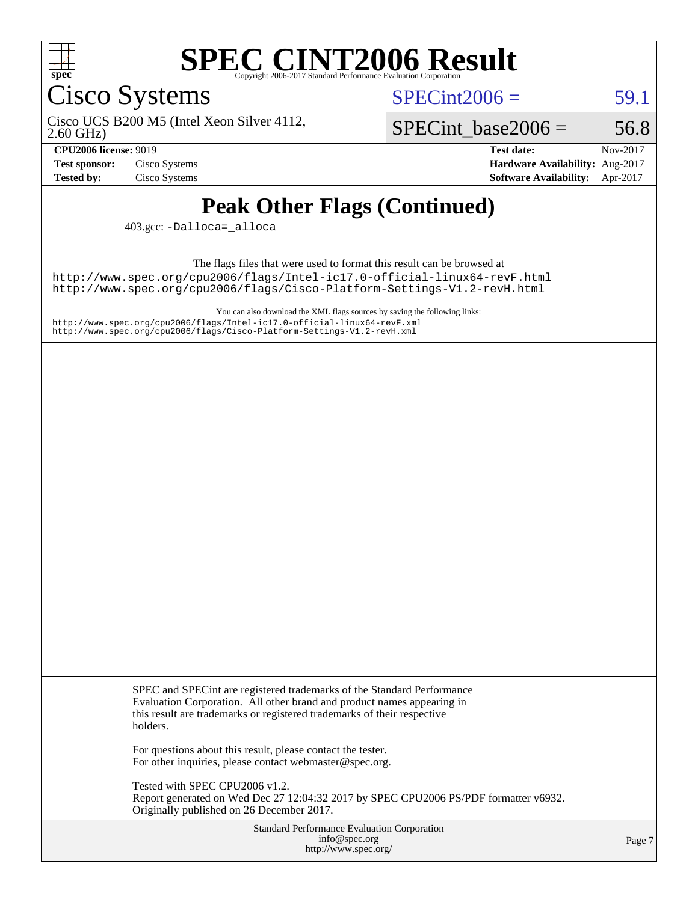# Peak Other Flags (Continued)

403.gcc: -Dalloca=_alloca

The flags files that were used to format this result can be browsed at
http://www.spec.org/cpu2006/flags/Intel-ic17.0-official-linux64-revF.html
http://www.spec.org/cpu2006/flags/Cisco-Platform-Settings-V1.2-revH.html

You can also download the XML flags sources by saving the following links:
http://www.spec.org/cpu2006/flags/Intel-ic17.0-official-linux64-revF.xml
http://www.spec.org/cpu2006/flags/Cisco-Platform-Settings-V1.2-revH.xml

SPEC and SPECint are registered trademarks of the Standard Performance Evaluation Corporation. All other brand and product names appearing in this result are trademarks or registered trademarks of their respective holders.

For questions about this result, please contact the tester.
For other inquiries, please contact webmaster@spec.org.

Tested with SPEC CPU2006 v1.2.
Report generated on Wed Dec 27 12:04:32 2017 by SPEC CPU2006 PS/PDF formatter v6932.
Originally published on 26 December 2017.